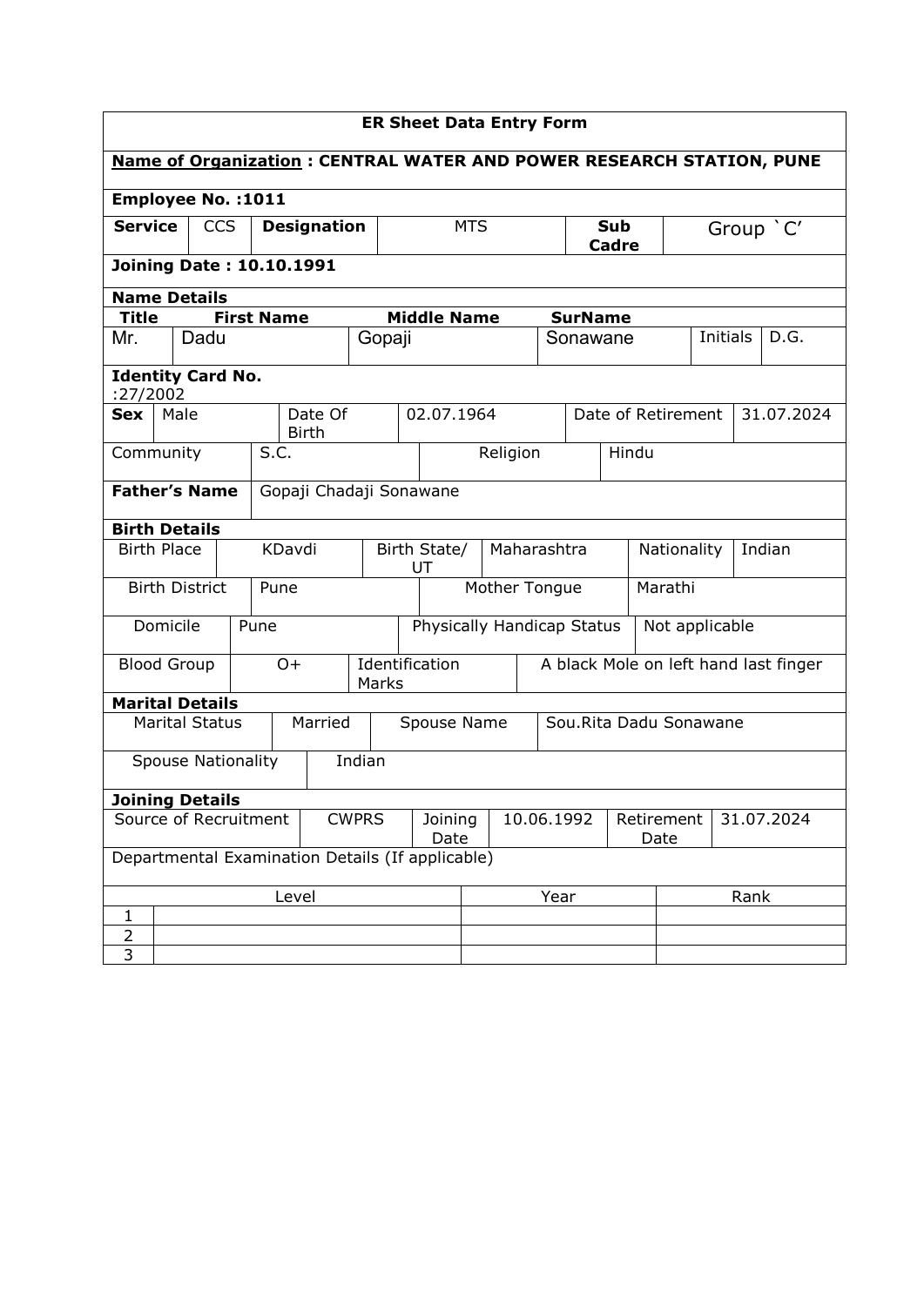**ER Sheet Data Entry Form**

**Name of Organization : CENTRAL WATER AND POWER RESEARCH STATION, PUNE**

**Employee No. :1011**

| **Service** | CCS | **Designation** | MTS | **Sub Cadre** | Group `C' |
|---|---|---|---|---|---|

**Joining Date : 10.10.1991**

**Name Details**

| **Title** | **First Name** | **Middle Name** | **SurName** | | |
|---|---|---|---|---|---|
| Mr. | Dadu | Gopaji | Sonawane | Initials | D.G. |

**Identity Card No.** :27/2002

| **Sex** | Male | Date Of Birth | 02.07.1964 | Date of Retirement | 31.07.2024 |
|---|---|---|---|---|---|

| Community | S.C. | Religion | Hindu |
|---|---|---|---|

| **Father's Name** | Gopaji Chadaji Sonawane |
|---|---|

**Birth Details**

| Birth Place | KDavdi | Birth State/ UT | Maharashtra | Nationality | Indian |
|---|---|---|---|---|---|

| Birth District | Pune | Mother Tongue | Marathi |
|---|---|---|---|
| Domicile | Pune | Physically Handicap Status | Not applicable |
| Blood Group | O+ | Identification Marks | A black Mole on left hand last finger |

**Marital Details**

| Marital Status | Married | Spouse Name | Sou.Rita Dadu Sonawane |
|---|---|---|---|
| Spouse Nationality | Indian | | |

**Joining Details**

| Source of Recruitment | CWPRS | Joining Date | 10.06.1992 | Retirement Date | 31.07.2024 |
|---|---|---|---|---|---|

Departmental Examination Details (If applicable)

| | Level | Year | Rank |
|---|---|---|---|
| 1 | | | |
| 2 | | | |
| 3 | | | |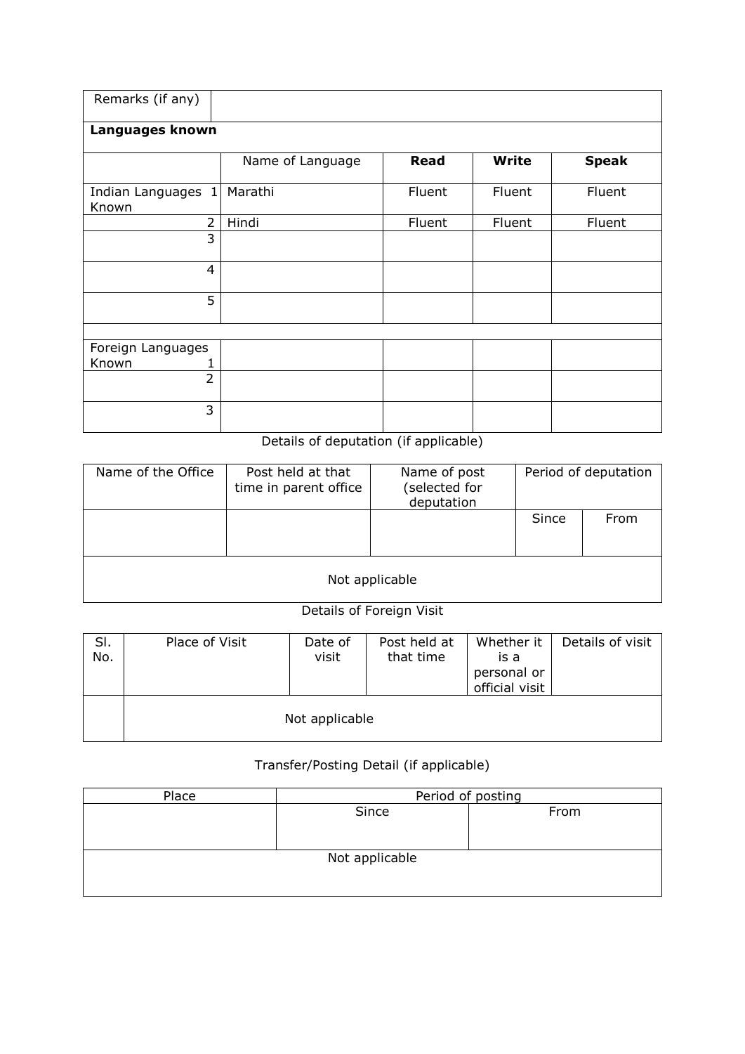| Remarks (if any) | | | | |
|---|---|---|---|---|
| **Languages known** | | | | |
| | Name of Language | **Read** | **Write** | **Speak** |
| Indian Languages Known 1 | Marathi | Fluent | Fluent | Fluent |
| 2 | Hindi | Fluent | Fluent | Fluent |
| 3 | | | | |
| 4 | | | | |
| 5 | | | | |
| | | | | |
| Foreign Languages Known 1 | | | | |
| 2 | | | | |
| 3 | | | | |

Details of deputation (if applicable)

| Name of the Office | Post held at that time in parent office | Name of post (selected for deputation | Period of deputation | |
|---|---|---|---|---|
| | | | Since | From |
| Not applicable | | | | |

Details of Foreign Visit

| Sl. No. | Place of Visit | Date of visit | Post held at that time | Whether it is a personal or official visit | Details of visit |
|---|---|---|---|---|---|
| | Not applicable | | | | |

Transfer/Posting Detail (if applicable)

| Place | Period of posting | |
|---|---|---|
| | Since | From |
| Not applicable | | |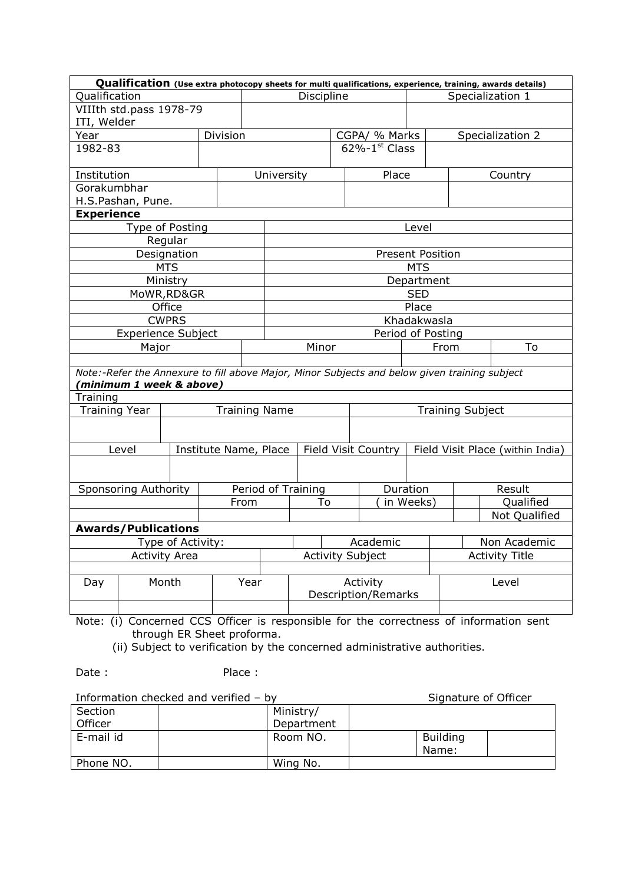**Qualification** (Use extra photocopy sheets for multi qualifications, experience, training, awards details)

| Qualification | Discipline | Specialization 1 |
|---|---|---|
| VIIIth std.pass 1978-79 ITI, Welder | | |

| Year | Division | CGPA/ % Marks | Specialization 2 |
|---|---|---|---|
| 1982-83 | | 62%-1st Class | |

| Institution | University | Place | Country |
|---|---|---|---|
| Gorakumbhar H.S.Pashan, Pune. | | | |

**Experience**

| Type of Posting | Level |
|---|---|
| Regular | |
| Designation | Present Position |
| MTS | MTS |
| Ministry | Department |
| MoWR,RD&GR | SED |
| Office | Place |
| CWPRS | Khadakwasla |
| Experience Subject | Period of Posting |

| Major | Minor | From | To |
|---|---|---|---|
| | | | |

*Note:-Refer the Annexure to fill above Major, Minor Subjects and below given training subject* ***(minimum 1 week & above)***

Training

| Training Year | Training Name | Training Subject |
|---|---|---|
| | | |

| Level | Institute Name, Place | Field Visit Country | Field Visit Place (within India) |
|---|---|---|---|
| | | | |

| Sponsoring Authority | Period of Training | | Duration | Result | |
|---|---|---|---|---|---|
| | From | To | ( in Weeks) | | Qualified |
| | | | | | Not Qualified |

**Awards/Publications**

| Type of Activity: | | Academic | | Non Academic |
|---|---|---|---|---|

| Activity Area | Activity Subject | Activity Title |
|---|---|---|
| | | |

| Day | Month | Year | Activity Description/Remarks | Level |
|---|---|---|---|---|
| | | | | |

Note: (i) Concerned CCS Officer is responsible for the correctness of information sent through ER Sheet proforma.

(ii) Subject to verification by the concerned administrative authorities.

Date : Place :

Information checked and verified – by Signature of Officer

| Section Officer | | Ministry/ Department | | | |
|---|---|---|---|---|---|
| E-mail id | | Room NO. | | Building Name: | |
| Phone NO. | | Wing No. | | | |